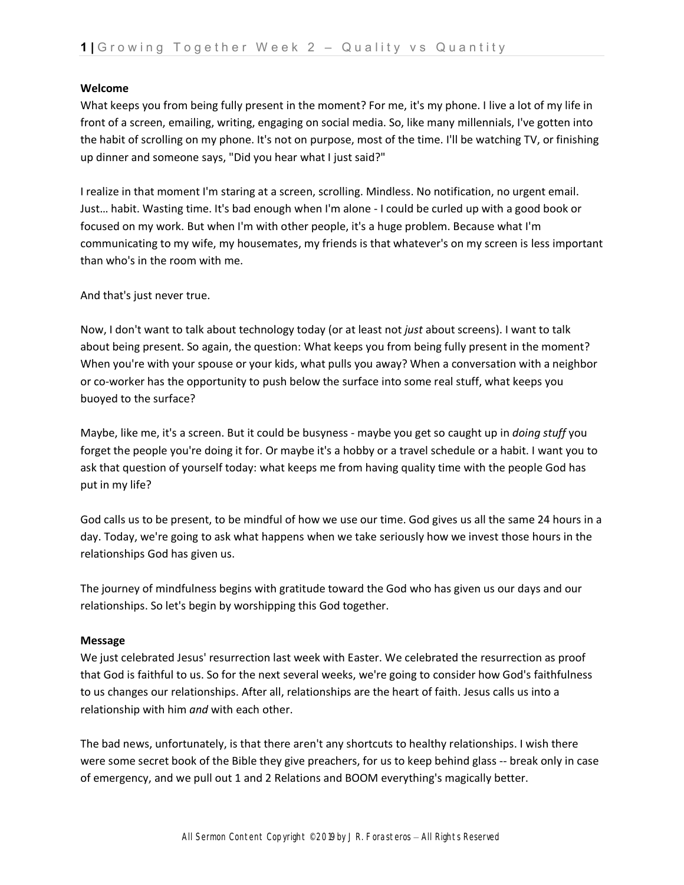**Welcome**

What keeps you from being fully present in the moment? For me, it's my phone. I live a lot of my life in front of a screen, emailing, writing, engaging on social media. So, like many millennials, I've gotten into the habit of scrolling on my phone. It's not on purpose, most of the time. I'll be watching TV, or finishing up dinner and someone says, "Did you hear what I just said?"

I realize in that moment I'm staring at a screen, scrolling. Mindless. No notification, no urgent email. Just… habit. Wasting time. It's bad enough when I'm alone - I could be curled up with a good book or focused on my work. But when I'm with other people, it's a huge problem. Because what I'm communicating to my wife, my housemates, my friends is that whatever's on my screen is less important than who's in the room with me.

And that's just never true.

Now, I don't want to talk about technology today (or at least not *just* about screens). I want to talk about being present. So again, the question: What keeps you from being fully present in the moment? When you're with your spouse or your kids, what pulls you away? When a conversation with a neighbor or co-worker has the opportunity to push below the surface into some real stuff, what keeps you buoyed to the surface?

Maybe, like me, it's a screen. But it could be busyness - maybe you get so caught up in *doing stuff* you forget the people you're doing it for. Or maybe it's a hobby or a travel schedule or a habit. I want you to ask that question of yourself today: what keeps me from having quality time with the people God has put in my life?

God calls us to be present, to be mindful of how we use our time. God gives us all the same 24 hours in a day. Today, we're going to ask what happens when we take seriously how we invest those hours in the relationships God has given us.

The journey of mindfulness begins with gratitude toward the God who has given us our days and our relationships. So let's begin by worshipping this God together.

**Message**

We just celebrated Jesus' resurrection last week with Easter. We celebrated the resurrection as proof that God is faithful to us. So for the next several weeks, we're going to consider how God's faithfulness to us changes our relationships. After all, relationships are the heart of faith. Jesus calls us into a relationship with him *and* with each other.

The bad news, unfortunately, is that there aren't any shortcuts to healthy relationships. I wish there were some secret book of the Bible they give preachers, for us to keep behind glass -- break only in case of emergency, and we pull out 1 and 2 Relations and BOOM everything's magically better.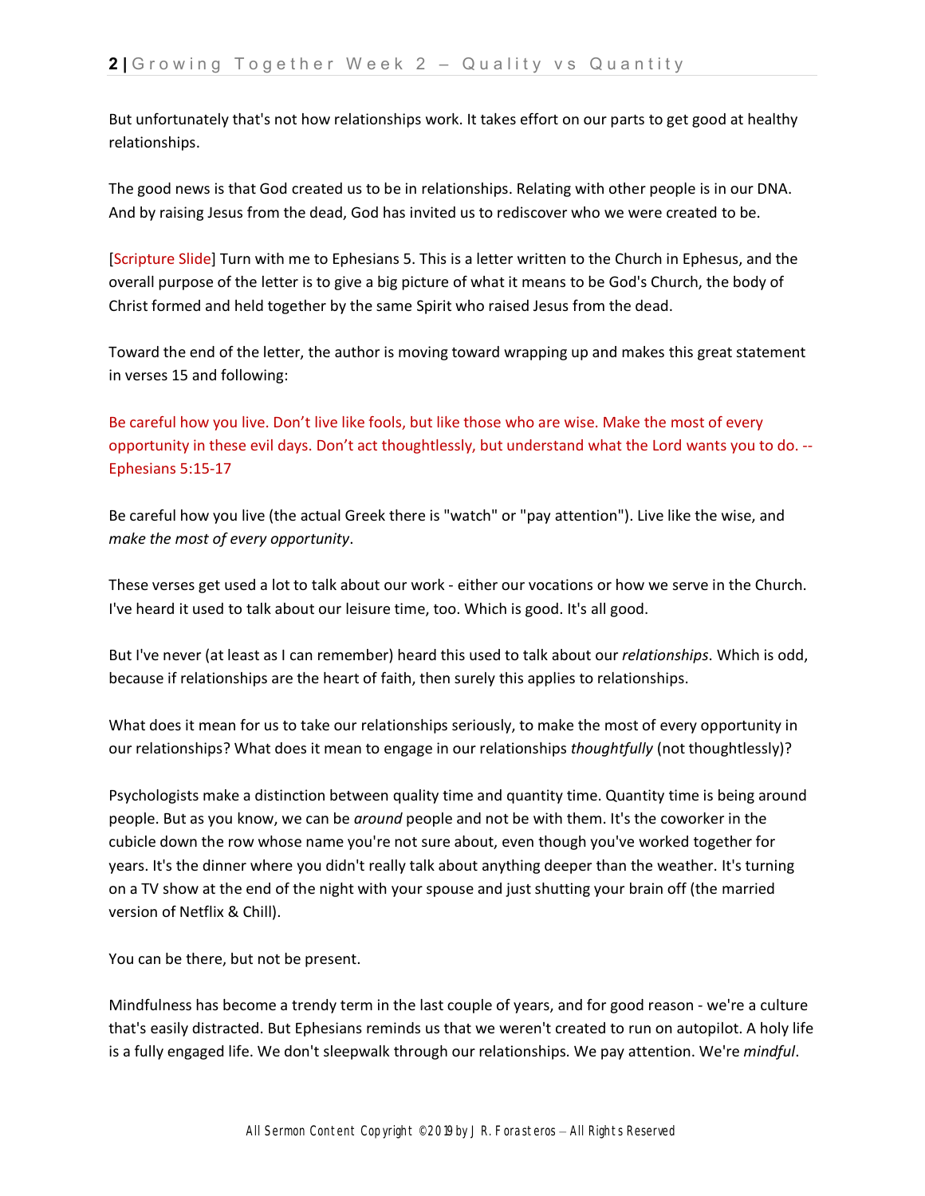But unfortunately that's not how relationships work. It takes effort on our parts to get good at healthy relationships.

The good news is that God created us to be in relationships. Relating with other people is in our DNA. And by raising Jesus from the dead, God has invited us to rediscover who we were created to be.

[Scripture Slide] Turn with me to Ephesians 5. This is a letter written to the Church in Ephesus, and the overall purpose of the letter is to give a big picture of what it means to be God's Church, the body of Christ formed and held together by the same Spirit who raised Jesus from the dead.

Toward the end of the letter, the author is moving toward wrapping up and makes this great statement in verses 15 and following:

Be careful how you live. Don't live like fools, but like those who are wise. Make the most of every opportunity in these evil days. Don't act thoughtlessly, but understand what the Lord wants you to do. -- Ephesians 5:15-17

Be careful how you live (the actual Greek there is "watch" or "pay attention"). Live like the wise, and *make the most of every opportunity*.

These verses get used a lot to talk about our work - either our vocations or how we serve in the Church. I've heard it used to talk about our leisure time, too. Which is good. It's all good.

But I've never (at least as I can remember) heard this used to talk about our *relationships*. Which is odd, because if relationships are the heart of faith, then surely this applies to relationships.

What does it mean for us to take our relationships seriously, to make the most of every opportunity in our relationships? What does it mean to engage in our relationships *thoughtfully* (not thoughtlessly)?

Psychologists make a distinction between quality time and quantity time. Quantity time is being around people. But as you know, we can be *around* people and not be with them. It's the coworker in the cubicle down the row whose name you're not sure about, even though you've worked together for years. It's the dinner where you didn't really talk about anything deeper than the weather. It's turning on a TV show at the end of the night with your spouse and just shutting your brain off (the married version of Netflix & Chill).

You can be there, but not be present.

Mindfulness has become a trendy term in the last couple of years, and for good reason - we're a culture that's easily distracted. But Ephesians reminds us that we weren't created to run on autopilot. A holy life is a fully engaged life. We don't sleepwalk through our relationships. We pay attention. We're *mindful*.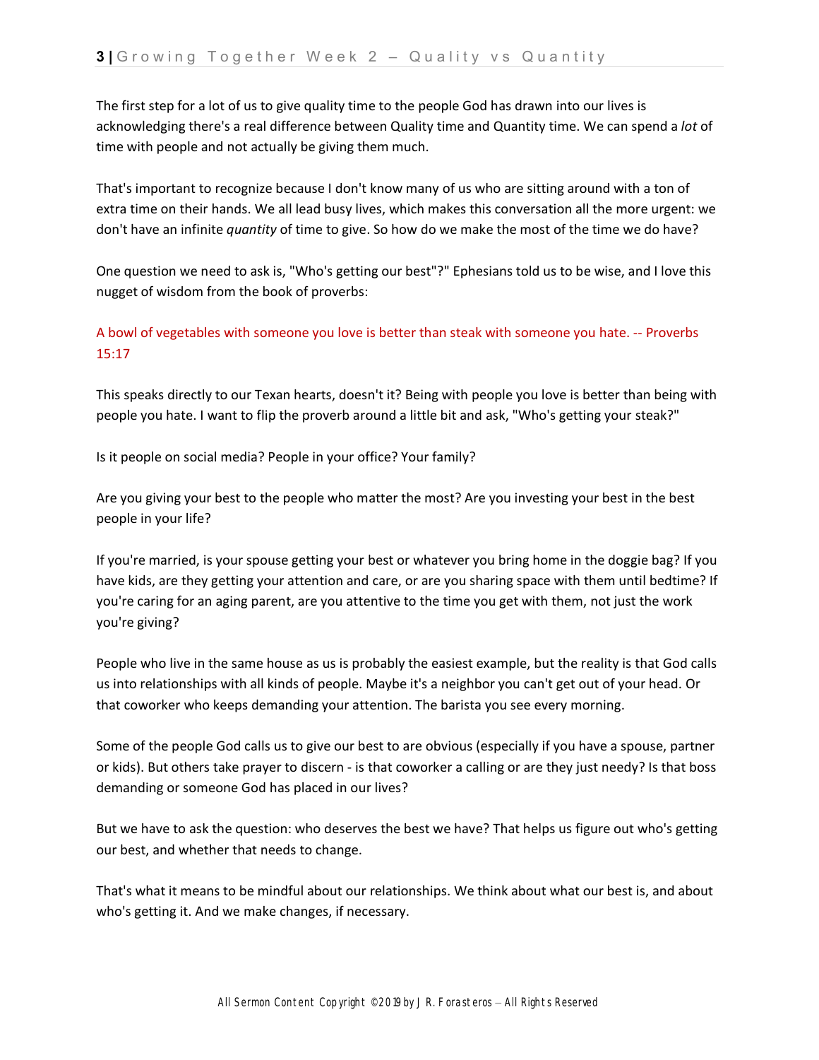The first step for a lot of us to give quality time to the people God has drawn into our lives is acknowledging there's a real difference between Quality time and Quantity time. We can spend a *lot* of time with people and not actually be giving them much.

That's important to recognize because I don't know many of us who are sitting around with a ton of extra time on their hands. We all lead busy lives, which makes this conversation all the more urgent: we don't have an infinite *quantity* of time to give. So how do we make the most of the time we do have?

One question we need to ask is, "Who's getting our best"?" Ephesians told us to be wise, and I love this nugget of wisdom from the book of proverbs:

A bowl of vegetables with someone you love is better than steak with someone you hate. -- Proverbs 15:17

This speaks directly to our Texan hearts, doesn't it? Being with people you love is better than being with people you hate. I want to flip the proverb around a little bit and ask, "Who's getting your steak?"

Is it people on social media? People in your office? Your family?

Are you giving your best to the people who matter the most? Are you investing your best in the best people in your life?

If you're married, is your spouse getting your best or whatever you bring home in the doggie bag? If you have kids, are they getting your attention and care, or are you sharing space with them until bedtime? If you're caring for an aging parent, are you attentive to the time you get with them, not just the work you're giving?

People who live in the same house as us is probably the easiest example, but the reality is that God calls us into relationships with all kinds of people. Maybe it's a neighbor you can't get out of your head. Or that coworker who keeps demanding your attention. The barista you see every morning.

Some of the people God calls us to give our best to are obvious (especially if you have a spouse, partner or kids). But others take prayer to discern - is that coworker a calling or are they just needy? Is that boss demanding or someone God has placed in our lives?

But we have to ask the question: who deserves the best we have? That helps us figure out who's getting our best, and whether that needs to change.

That's what it means to be mindful about our relationships. We think about what our best is, and about who's getting it. And we make changes, if necessary.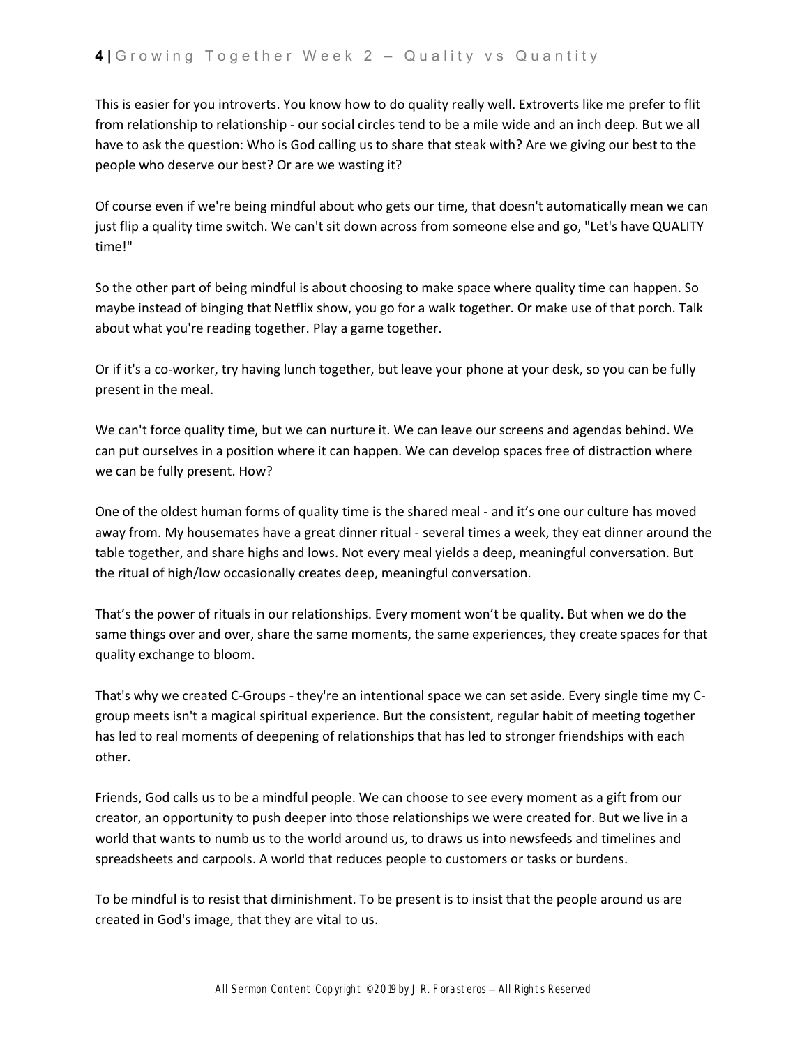This is easier for you introverts. You know how to do quality really well. Extroverts like me prefer to flit from relationship to relationship - our social circles tend to be a mile wide and an inch deep. But we all have to ask the question: Who is God calling us to share that steak with? Are we giving our best to the people who deserve our best? Or are we wasting it?

Of course even if we're being mindful about who gets our time, that doesn't automatically mean we can just flip a quality time switch. We can't sit down across from someone else and go, "Let's have QUALITY time!"

So the other part of being mindful is about choosing to make space where quality time can happen. So maybe instead of binging that Netflix show, you go for a walk together. Or make use of that porch. Talk about what you're reading together. Play a game together.

Or if it's a co-worker, try having lunch together, but leave your phone at your desk, so you can be fully present in the meal.

We can't force quality time, but we can nurture it. We can leave our screens and agendas behind. We can put ourselves in a position where it can happen. We can develop spaces free of distraction where we can be fully present. How?

One of the oldest human forms of quality time is the shared meal - and it's one our culture has moved away from. My housemates have a great dinner ritual - several times a week, they eat dinner around the table together, and share highs and lows. Not every meal yields a deep, meaningful conversation. But the ritual of high/low occasionally creates deep, meaningful conversation.

That's the power of rituals in our relationships. Every moment won't be quality. But when we do the same things over and over, share the same moments, the same experiences, they create spaces for that quality exchange to bloom.

That's why we created C-Groups - they're an intentional space we can set aside. Every single time my C-group meets isn't a magical spiritual experience. But the consistent, regular habit of meeting together has led to real moments of deepening of relationships that has led to stronger friendships with each other.

Friends, God calls us to be a mindful people. We can choose to see every moment as a gift from our creator, an opportunity to push deeper into those relationships we were created for. But we live in a world that wants to numb us to the world around us, to draws us into newsfeeds and timelines and spreadsheets and carpools. A world that reduces people to customers or tasks or burdens.

To be mindful is to resist that diminishment. To be present is to insist that the people around us are created in God's image, that they are vital to us.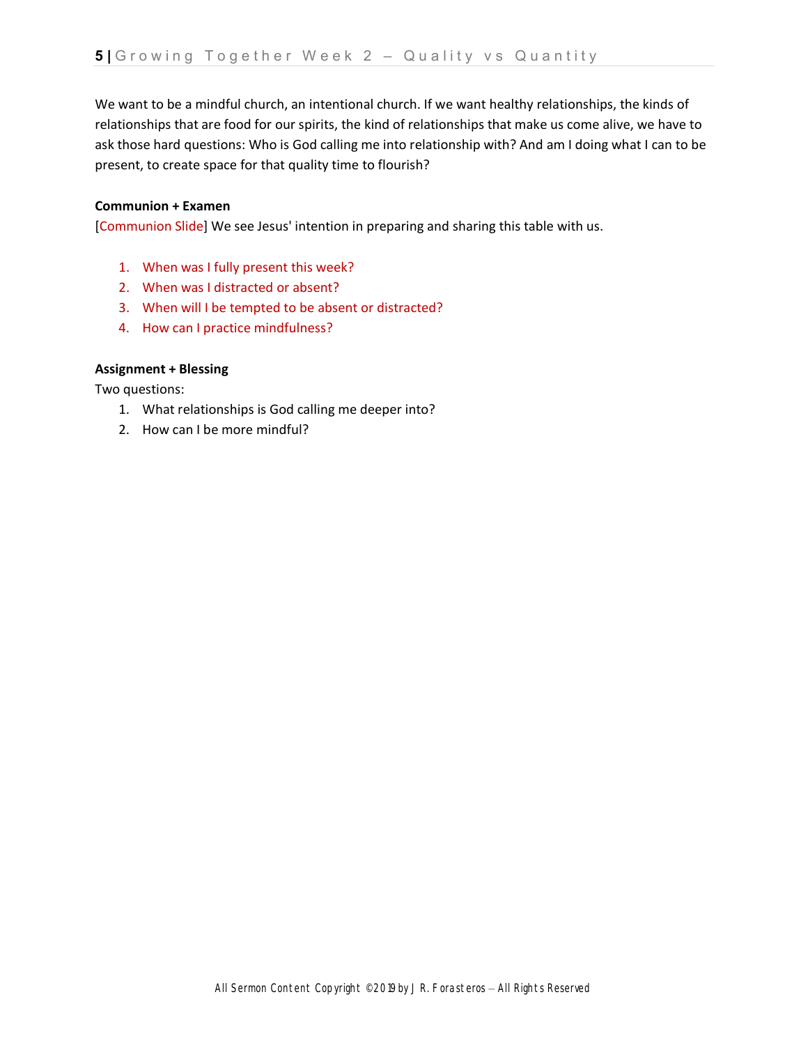We want to be a mindful church, an intentional church. If we want healthy relationships, the kinds of relationships that are food for our spirits, the kind of relationships that make us come alive, we have to ask those hard questions: Who is God calling me into relationship with? And am I doing what I can to be present, to create space for that quality time to flourish?

**Communion + Examen**

[Communion Slide] We see Jesus' intention in preparing and sharing this table with us.

1. When was I fully present this week?
2. When was I distracted or absent?
3. When will I be tempted to be absent or distracted?
4. How can I practice mindfulness?

**Assignment + Blessing**

Two questions:

1. What relationships is God calling me deeper into?
2. How can I be more mindful?

All Sermon Content Copyright ©2019 by J R. Forasteros – All Rights Reserved